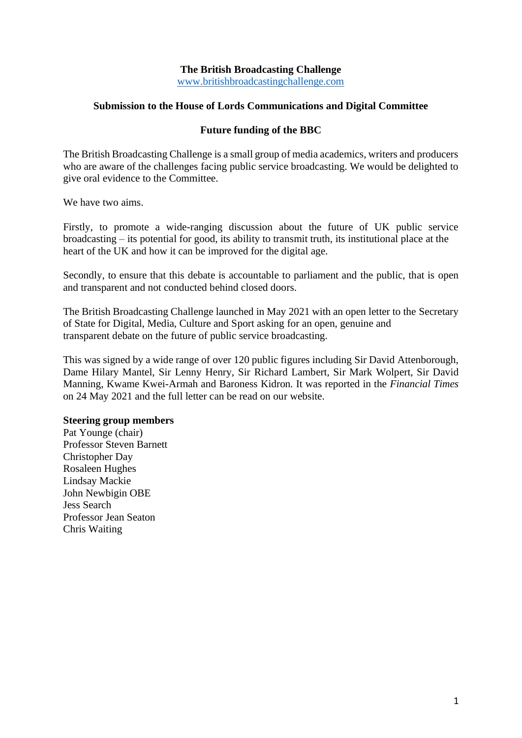# The British Broadcasting Challenge

www.britishbroadcastingchallenge.com

## Submission to the House of Lords Communications and Digital Committee

## Future funding of the BBC

The British Broadcasting Challenge is a small group of media academics, writers and producers who are aware of the challenges facing public service broadcasting. We would be delighted to give oral evidence to the Committee.

We have two aims.

Firstly, to promote a wide-ranging discussion about the future of UK public service broadcasting – its potential for good, its ability to transmit truth, its institutional place at the heart of the UK and how it can be improved for the digital age.

Secondly, to ensure that this debate is accountable to parliament and the public, that is open and transparent and not conducted behind closed doors.

The British Broadcasting Challenge launched in May 2021 with an open letter to the Secretary of State for Digital, Media, Culture and Sport asking for an open, genuine and transparent debate on the future of public service broadcasting.

This was signed by a wide range of over 120 public figures including Sir David Attenborough, Dame Hilary Mantel, Sir Lenny Henry, Sir Richard Lambert, Sir Mark Wolpert, Sir David Manning, Kwame Kwei-Armah and Baroness Kidron. It was reported in the *Financial Times* on 24 May 2021 and the full letter can be read on our website.

**Steering group members**

Pat Younge (chair)
Professor Steven Barnett
Christopher Day
Rosaleen Hughes
Lindsay Mackie
John Newbigin OBE
Jess Search
Professor Jean Seaton
Chris Waiting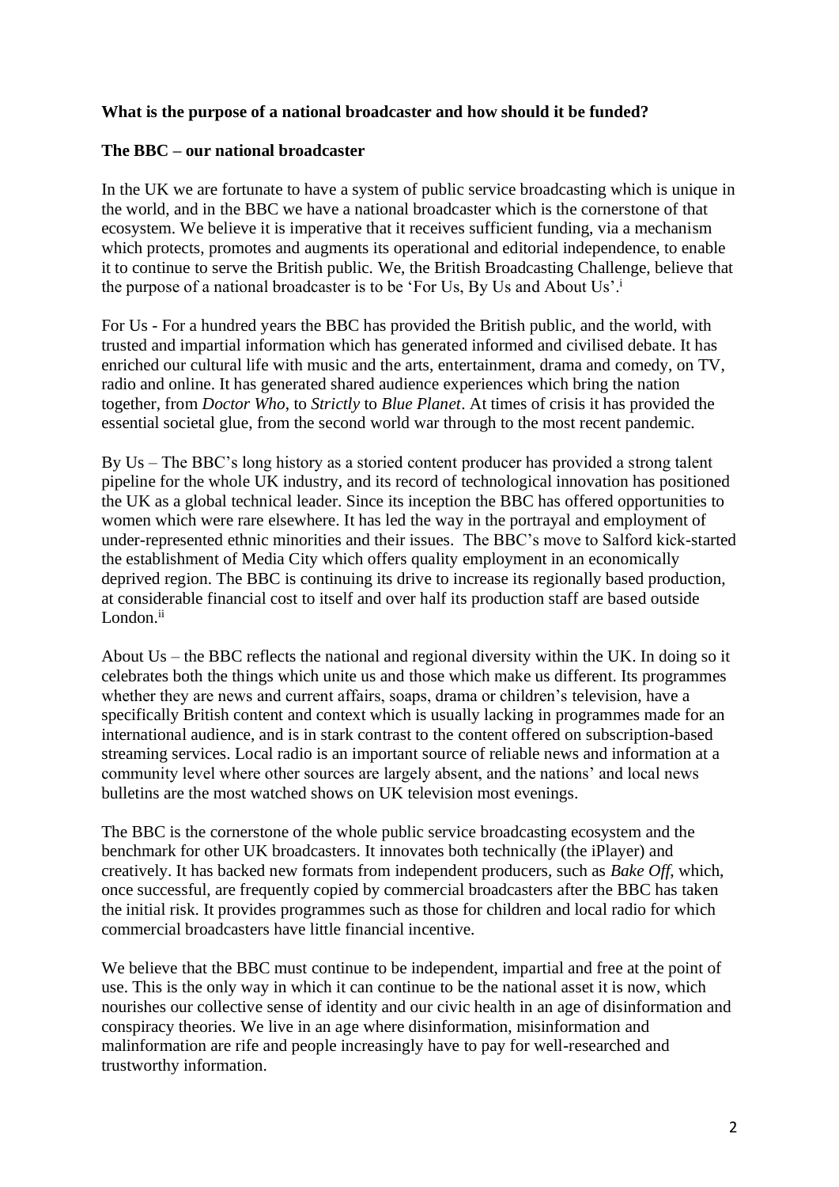**What is the purpose of a national broadcaster and how should it be funded?**

**The BBC – our national broadcaster**

In the UK we are fortunate to have a system of public service broadcasting which is unique in the world, and in the BBC we have a national broadcaster which is the cornerstone of that ecosystem. We believe it is imperative that it receives sufficient funding, via a mechanism which protects, promotes and augments its operational and editorial independence, to enable it to continue to serve the British public. We, the British Broadcasting Challenge, believe that the purpose of a national broadcaster is to be 'For Us, By Us and About Us'.[i]

For Us - For a hundred years the BBC has provided the British public, and the world, with trusted and impartial information which has generated informed and civilised debate. It has enriched our cultural life with music and the arts, entertainment, drama and comedy, on TV, radio and online. It has generated shared audience experiences which bring the nation together, from *Doctor Who*, to *Strictly* to *Blue Planet*. At times of crisis it has provided the essential societal glue, from the second world war through to the most recent pandemic.

By Us – The BBC's long history as a storied content producer has provided a strong talent pipeline for the whole UK industry, and its record of technological innovation has positioned the UK as a global technical leader. Since its inception the BBC has offered opportunities to women which were rare elsewhere. It has led the way in the portrayal and employment of under-represented ethnic minorities and their issues. The BBC's move to Salford kick-started the establishment of Media City which offers quality employment in an economically deprived region. The BBC is continuing its drive to increase its regionally based production, at considerable financial cost to itself and over half its production staff are based outside London.[ii]

About Us – the BBC reflects the national and regional diversity within the UK. In doing so it celebrates both the things which unite us and those which make us different. Its programmes whether they are news and current affairs, soaps, drama or children's television, have a specifically British content and context which is usually lacking in programmes made for an international audience, and is in stark contrast to the content offered on subscription-based streaming services. Local radio is an important source of reliable news and information at a community level where other sources are largely absent, and the nations' and local news bulletins are the most watched shows on UK television most evenings.

The BBC is the cornerstone of the whole public service broadcasting ecosystem and the benchmark for other UK broadcasters. It innovates both technically (the iPlayer) and creatively. It has backed new formats from independent producers, such as *Bake Off*, which, once successful, are frequently copied by commercial broadcasters after the BBC has taken the initial risk. It provides programmes such as those for children and local radio for which commercial broadcasters have little financial incentive.

We believe that the BBC must continue to be independent, impartial and free at the point of use. This is the only way in which it can continue to be the national asset it is now, which nourishes our collective sense of identity and our civic health in an age of disinformation and conspiracy theories. We live in an age where disinformation, misinformation and malinformation are rife and people increasingly have to pay for well-researched and trustworthy information.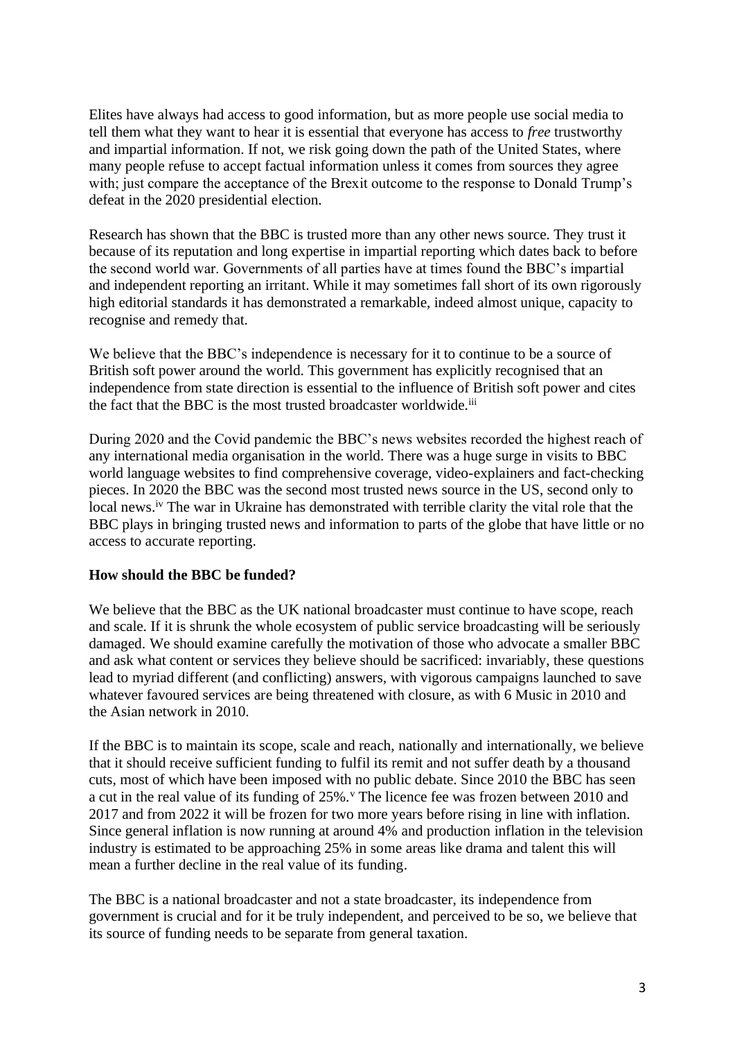Elites have always had access to good information, but as more people use social media to tell them what they want to hear it is essential that everyone has access to *free* trustworthy and impartial information. If not, we risk going down the path of the United States, where many people refuse to accept factual information unless it comes from sources they agree with; just compare the acceptance of the Brexit outcome to the response to Donald Trump's defeat in the 2020 presidential election.

Research has shown that the BBC is trusted more than any other news source. They trust it because of its reputation and long expertise in impartial reporting which dates back to before the second world war. Governments of all parties have at times found the BBC's impartial and independent reporting an irritant. While it may sometimes fall short of its own rigorously high editorial standards it has demonstrated a remarkable, indeed almost unique, capacity to recognise and remedy that.

We believe that the BBC's independence is necessary for it to continue to be a source of British soft power around the world. This government has explicitly recognised that an independence from state direction is essential to the influence of British soft power and cites the fact that the BBC is the most trusted broadcaster worldwide.[iii]

During 2020 and the Covid pandemic the BBC's news websites recorded the highest reach of any international media organisation in the world. There was a huge surge in visits to BBC world language websites to find comprehensive coverage, video-explainers and fact-checking pieces. In 2020 the BBC was the second most trusted news source in the US, second only to local news.[iv] The war in Ukraine has demonstrated with terrible clarity the vital role that the BBC plays in bringing trusted news and information to parts of the globe that have little or no access to accurate reporting.

**How should the BBC be funded?**

We believe that the BBC as the UK national broadcaster must continue to have scope, reach and scale. If it is shrunk the whole ecosystem of public service broadcasting will be seriously damaged. We should examine carefully the motivation of those who advocate a smaller BBC and ask what content or services they believe should be sacrificed: invariably, these questions lead to myriad different (and conflicting) answers, with vigorous campaigns launched to save whatever favoured services are being threatened with closure, as with 6 Music in 2010 and the Asian network in 2010.

If the BBC is to maintain its scope, scale and reach, nationally and internationally, we believe that it should receive sufficient funding to fulfil its remit and not suffer death by a thousand cuts, most of which have been imposed with no public debate. Since 2010 the BBC has seen a cut in the real value of its funding of 25%.[v] The licence fee was frozen between 2010 and 2017 and from 2022 it will be frozen for two more years before rising in line with inflation. Since general inflation is now running at around 4% and production inflation in the television industry is estimated to be approaching 25% in some areas like drama and talent this will mean a further decline in the real value of its funding.

The BBC is a national broadcaster and not a state broadcaster, its independence from government is crucial and for it be truly independent, and perceived to be so, we believe that its source of funding needs to be separate from general taxation.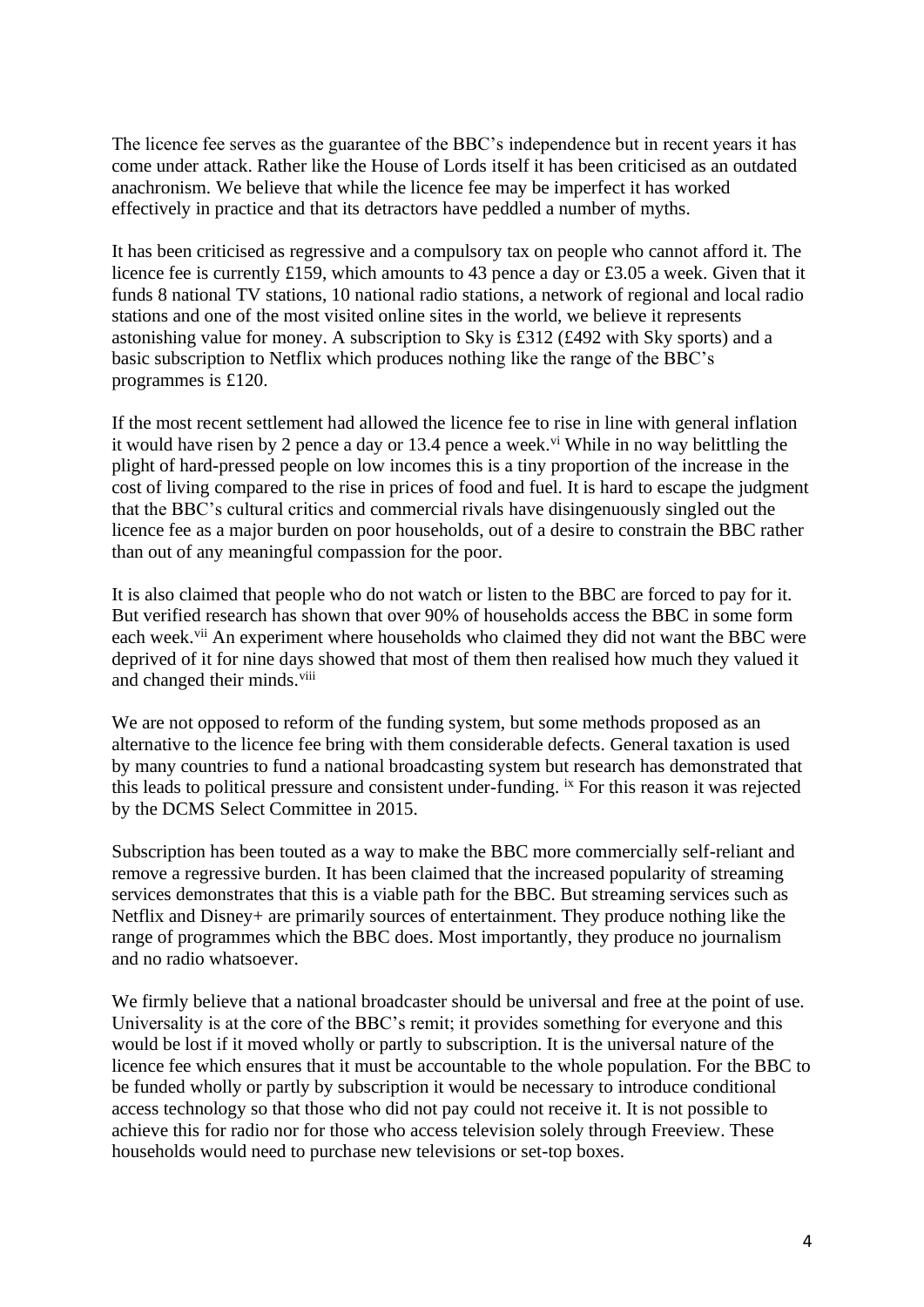The licence fee serves as the guarantee of the BBC's independence but in recent years it has come under attack. Rather like the House of Lords itself it has been criticised as an outdated anachronism. We believe that while the licence fee may be imperfect it has worked effectively in practice and that its detractors have peddled a number of myths.

It has been criticised as regressive and a compulsory tax on people who cannot afford it. The licence fee is currently £159, which amounts to 43 pence a day or £3.05 a week. Given that it funds 8 national TV stations, 10 national radio stations, a network of regional and local radio stations and one of the most visited online sites in the world, we believe it represents astonishing value for money. A subscription to Sky is £312 (£492 with Sky sports) and a basic subscription to Netflix which produces nothing like the range of the BBC's programmes is £120.

If the most recent settlement had allowed the licence fee to rise in line with general inflation it would have risen by 2 pence a day or 13.4 pence a week.[vi] While in no way belittling the plight of hard-pressed people on low incomes this is a tiny proportion of the increase in the cost of living compared to the rise in prices of food and fuel. It is hard to escape the judgment that the BBC's cultural critics and commercial rivals have disingenuously singled out the licence fee as a major burden on poor households, out of a desire to constrain the BBC rather than out of any meaningful compassion for the poor.

It is also claimed that people who do not watch or listen to the BBC are forced to pay for it. But verified research has shown that over 90% of households access the BBC in some form each week.[vii] An experiment where households who claimed they did not want the BBC were deprived of it for nine days showed that most of them then realised how much they valued it and changed their minds.[viii]

We are not opposed to reform of the funding system, but some methods proposed as an alternative to the licence fee bring with them considerable defects. General taxation is used by many countries to fund a national broadcasting system but research has demonstrated that this leads to political pressure and consistent under-funding. [ix] For this reason it was rejected by the DCMS Select Committee in 2015.

Subscription has been touted as a way to make the BBC more commercially self-reliant and remove a regressive burden. It has been claimed that the increased popularity of streaming services demonstrates that this is a viable path for the BBC. But streaming services such as Netflix and Disney+ are primarily sources of entertainment. They produce nothing like the range of programmes which the BBC does. Most importantly, they produce no journalism and no radio whatsoever.

We firmly believe that a national broadcaster should be universal and free at the point of use. Universality is at the core of the BBC's remit; it provides something for everyone and this would be lost if it moved wholly or partly to subscription. It is the universal nature of the licence fee which ensures that it must be accountable to the whole population. For the BBC to be funded wholly or partly by subscription it would be necessary to introduce conditional access technology so that those who did not pay could not receive it. It is not possible to achieve this for radio nor for those who access television solely through Freeview. These households would need to purchase new televisions or set-top boxes.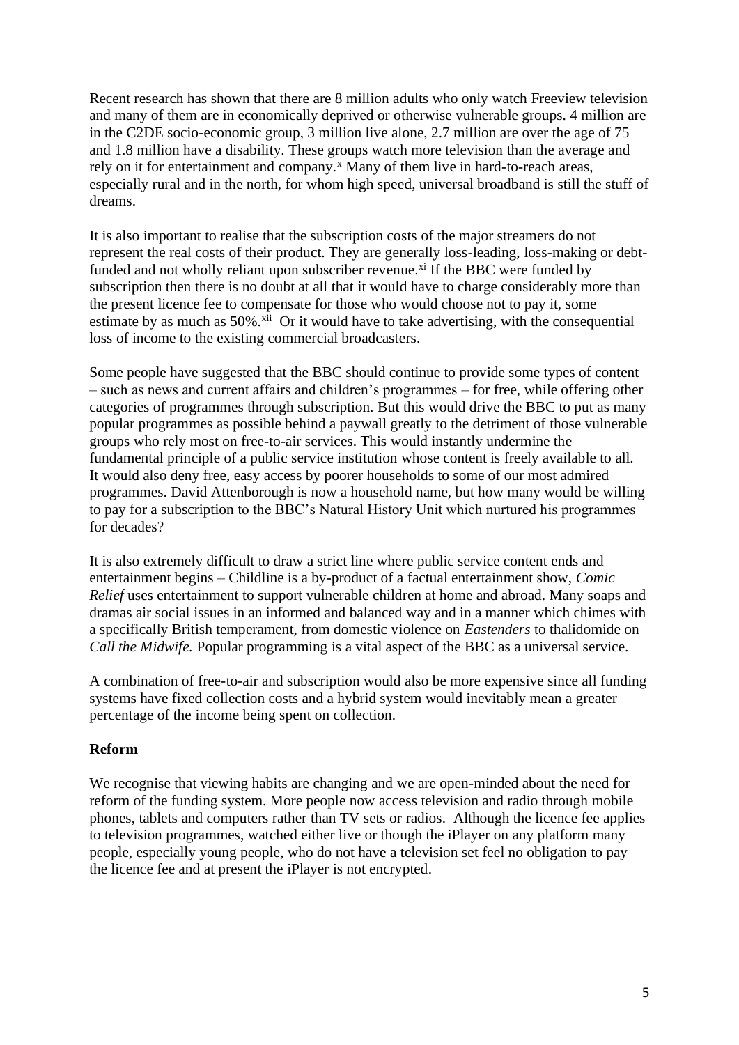Recent research has shown that there are 8 million adults who only watch Freeview television and many of them are in economically deprived or otherwise vulnerable groups. 4 million are in the C2DE socio-economic group, 3 million live alone, 2.7 million are over the age of 75 and 1.8 million have a disability. These groups watch more television than the average and rely on it for entertainment and company.[x] Many of them live in hard-to-reach areas, especially rural and in the north, for whom high speed, universal broadband is still the stuff of dreams.

It is also important to realise that the subscription costs of the major streamers do not represent the real costs of their product. They are generally loss-leading, loss-making or debt-funded and not wholly reliant upon subscriber revenue.[xi] If the BBC were funded by subscription then there is no doubt at all that it would have to charge considerably more than the present licence fee to compensate for those who would choose not to pay it, some estimate by as much as 50%.[xii] Or it would have to take advertising, with the consequential loss of income to the existing commercial broadcasters.

Some people have suggested that the BBC should continue to provide some types of content – such as news and current affairs and children's programmes – for free, while offering other categories of programmes through subscription. But this would drive the BBC to put as many popular programmes as possible behind a paywall greatly to the detriment of those vulnerable groups who rely most on free-to-air services. This would instantly undermine the fundamental principle of a public service institution whose content is freely available to all. It would also deny free, easy access by poorer households to some of our most admired programmes. David Attenborough is now a household name, but how many would be willing to pay for a subscription to the BBC's Natural History Unit which nurtured his programmes for decades?

It is also extremely difficult to draw a strict line where public service content ends and entertainment begins – Childline is a by-product of a factual entertainment show, *Comic Relief* uses entertainment to support vulnerable children at home and abroad. Many soaps and dramas air social issues in an informed and balanced way and in a manner which chimes with a specifically British temperament, from domestic violence on *Eastenders* to thalidomide on *Call the Midwife.* Popular programming is a vital aspect of the BBC as a universal service.

A combination of free-to-air and subscription would also be more expensive since all funding systems have fixed collection costs and a hybrid system would inevitably mean a greater percentage of the income being spent on collection.

## Reform

We recognise that viewing habits are changing and we are open-minded about the need for reform of the funding system. More people now access television and radio through mobile phones, tablets and computers rather than TV sets or radios. Although the licence fee applies to television programmes, watched either live or though the iPlayer on any platform many people, especially young people, who do not have a television set feel no obligation to pay the licence fee and at present the iPlayer is not encrypted.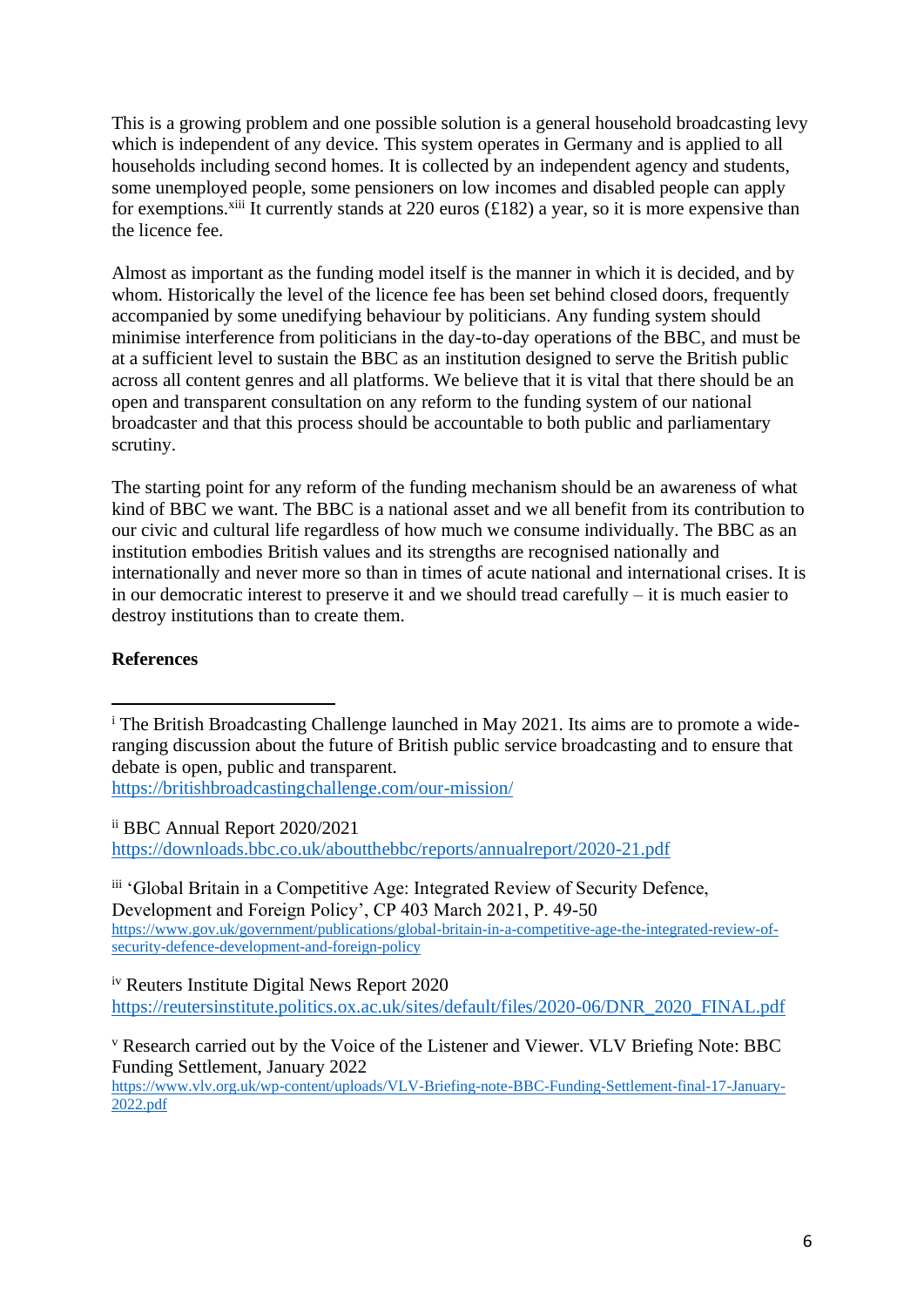This is a growing problem and one possible solution is a general household broadcasting levy which is independent of any device. This system operates in Germany and is applied to all households including second homes. It is collected by an independent agency and students, some unemployed people, some pensioners on low incomes and disabled people can apply for exemptions.[xiii] It currently stands at 220 euros (£182) a year, so it is more expensive than the licence fee.

Almost as important as the funding model itself is the manner in which it is decided, and by whom. Historically the level of the licence fee has been set behind closed doors, frequently accompanied by some unedifying behaviour by politicians. Any funding system should minimise interference from politicians in the day-to-day operations of the BBC, and must be at a sufficient level to sustain the BBC as an institution designed to serve the British public across all content genres and all platforms. We believe that it is vital that there should be an open and transparent consultation on any reform to the funding system of our national broadcaster and that this process should be accountable to both public and parliamentary scrutiny.

The starting point for any reform of the funding mechanism should be an awareness of what kind of BBC we want. The BBC is a national asset and we all benefit from its contribution to our civic and cultural life regardless of how much we consume individually. The BBC as an institution embodies British values and its strengths are recognised nationally and internationally and never more so than in times of acute national and international crises. It is in our democratic interest to preserve it and we should tread carefully – it is much easier to destroy institutions than to create them.

**References**

---

[i] The British Broadcasting Challenge launched in May 2021. Its aims are to promote a wide-ranging discussion about the future of British public service broadcasting and to ensure that debate is open, public and transparent. https://britishbroadcastingchallenge.com/our-mission/

[ii] BBC Annual Report 2020/2021 https://downloads.bbc.co.uk/aboutthebbc/reports/annualreport/2020-21.pdf

[iii] 'Global Britain in a Competitive Age: Integrated Review of Security Defence, Development and Foreign Policy', CP 403 March 2021, P. 49-50 https://www.gov.uk/government/publications/global-britain-in-a-competitive-age-the-integrated-review-of-security-defence-development-and-foreign-policy

[iv] Reuters Institute Digital News Report 2020 https://reutersinstitute.politics.ox.ac.uk/sites/default/files/2020-06/DNR_2020_FINAL.pdf

[v] Research carried out by the Voice of the Listener and Viewer. VLV Briefing Note: BBC Funding Settlement, January 2022 https://www.vlv.org.uk/wp-content/uploads/VLV-Briefing-note-BBC-Funding-Settlement-final-17-January-2022.pdf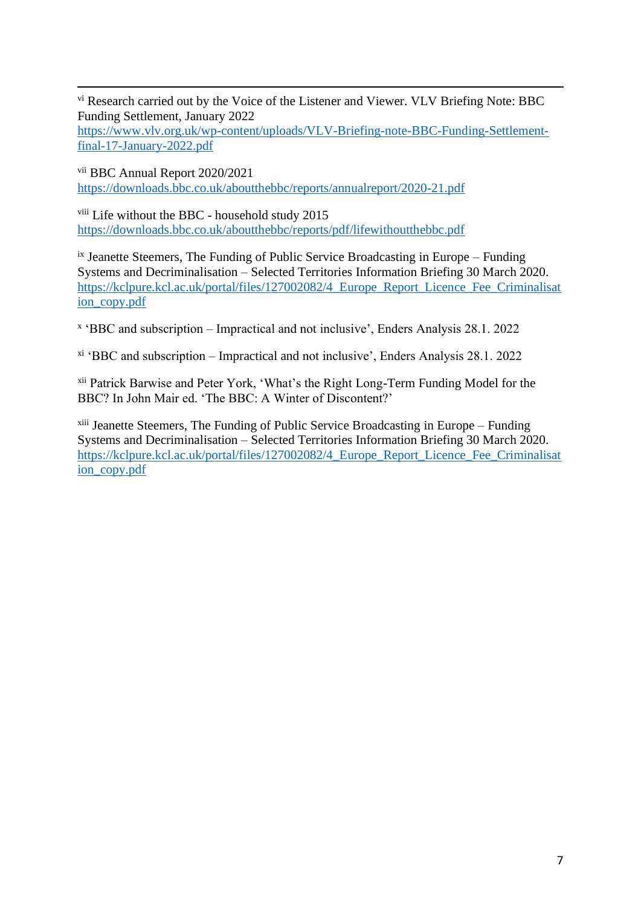[vi] Research carried out by the Voice of the Listener and Viewer. VLV Briefing Note: BBC Funding Settlement, January 2022 https://www.vlv.org.uk/wp-content/uploads/VLV-Briefing-note-BBC-Funding-Settlement-final-17-January-2022.pdf

[vii] BBC Annual Report 2020/2021 https://downloads.bbc.co.uk/aboutthebbc/reports/annualreport/2020-21.pdf

[viii] Life without the BBC - household study 2015 https://downloads.bbc.co.uk/aboutthebbc/reports/pdf/lifewithoutthebbc.pdf

[ix] Jeanette Steemers, The Funding of Public Service Broadcasting in Europe – Funding Systems and Decriminalisation – Selected Territories Information Briefing 30 March 2020. https://kclpure.kcl.ac.uk/portal/files/127002082/4_Europe_Report_Licence_Fee_Criminalisation_copy.pdf

[x] 'BBC and subscription – Impractical and not inclusive', Enders Analysis 28.1. 2022

[xi] 'BBC and subscription – Impractical and not inclusive', Enders Analysis 28.1. 2022

[xii] Patrick Barwise and Peter York, 'What's the Right Long-Term Funding Model for the BBC? In John Mair ed. 'The BBC: A Winter of Discontent?'

[xiii] Jeanette Steemers, The Funding of Public Service Broadcasting in Europe – Funding Systems and Decriminalisation – Selected Territories Information Briefing 30 March 2020. https://kclpure.kcl.ac.uk/portal/files/127002082/4_Europe_Report_Licence_Fee_Criminalisation_copy.pdf